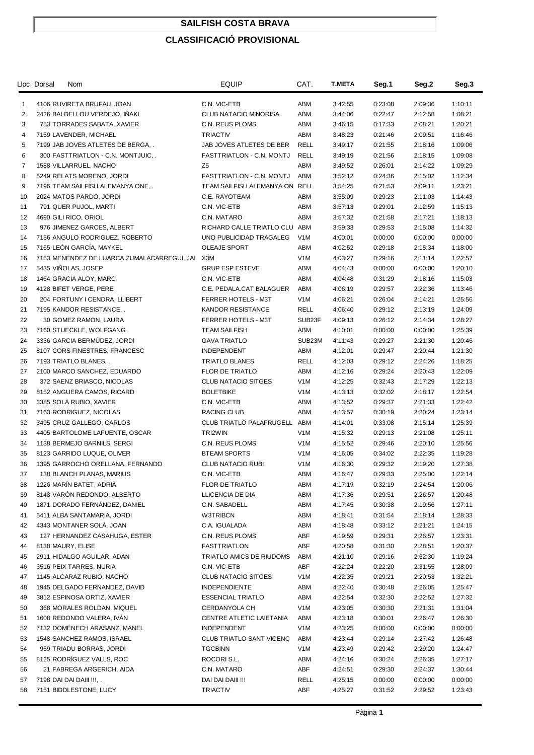# SAILFISH COSTA BRAVA

## CLASSIFICACIÓ PROVISIONAL

| Lloc | Dorsal | Nom | EQUIP | CAT. | T.META | Seg.1 | Seg.2 | Seg.3 |
|---|---|---|---|---|---|---|---|---|
| 1 | 4106 | RUVIRETA BRUFAU, JOAN | C.N. VIC-ETB | ABM | 3:42:55 | 0:23:08 | 2:09:36 | 1:10:11 |
| 2 | 2426 | BALDELLOU VERDEJO, IÑAKI | CLUB NATACIO MINORISA | ABM | 3:44:06 | 0:22:47 | 2:12:58 | 1:08:21 |
| 3 | 753 | TORRADES SABATA, XAVIER | C.N. REUS PLOMS | ABM | 3:46:15 | 0:17:33 | 2:08:21 | 1:20:21 |
| 4 | 7159 | LAVENDER, MICHAEL | TRIACTIV | ABM | 3:48:23 | 0:21:46 | 2:09:51 | 1:16:46 |
| 5 | 7199 | JAB JOVES ATLETES DE BERGA, . | JAB JOVES ATLETES DE BER | RELL | 3:49:17 | 0:21:55 | 2:18:16 | 1:09:06 |
| 6 | 300 | FASTTRIATLON - C.N. MONTJUIC, . | FASTTRIATLON - C.N. MONTJ | RELL | 3:49:19 | 0:21:56 | 2:18:15 | 1:09:08 |
| 7 | 1588 | VILLARRUEL, NACHO | Z5 | ABM | 3:49:52 | 0:26:01 | 2:14:22 | 1:09:29 |
| 8 | 5249 | RELATS MORENO, JORDI | FASTTRIATLON - C.N. MONTJ | ABM | 3:52:12 | 0:24:36 | 2:15:02 | 1:12:34 |
| 9 | 7196 | TEAM SAILFISH ALEMANYA ONE, . | TEAM SAILFISH ALEMANYA ON | RELL | 3:54:25 | 0:21:53 | 2:09:11 | 1:23:21 |
| 10 | 2024 | MATOS PARDO, JORDI | C.E. RAYOTEAM | ABM | 3:55:09 | 0:29:23 | 2:11:03 | 1:14:43 |
| 11 | 791 | QUER PUJOL, MARTI | C.N. VIC-ETB | ABM | 3:57:13 | 0:29:01 | 2:12:59 | 1:15:13 |
| 12 | 4690 | GILI RICO, ORIOL | C.N. MATARO | ABM | 3:57:32 | 0:21:58 | 2:17:21 | 1:18:13 |
| 13 | 976 | JIMENEZ GARCES, ALBERT | RICHARD CALLE TRIATLO CLU | ABM | 3:59:33 | 0:29:53 | 2:15:08 | 1:14:32 |
| 14 | 7156 | ANGULO RODRIGUEZ, ROBERTO | UNO PUBLICIDAD TRAGALEG | V1M | 4:00:01 | 0:00:00 | 0:00:00 | 0:00:00 |
| 15 | 7165 | LEÓN GARCÍA, MAYKEL | OLEAJE SPORT | ABM | 4:02:52 | 0:29:18 | 2:15:34 | 1:18:00 |
| 16 | 7153 | MENENDEZ DE LUARCA ZUMALACARREGUI, JAI | X3M | V1M | 4:03:27 | 0:29:16 | 2:11:14 | 1:22:57 |
| 17 | 5435 | VIÑOLAS, JOSEP | GRUP ESP ESTEVE | ABM | 4:04:43 | 0:00:00 | 0:00:00 | 1:20:10 |
| 18 | 1464 | GRACIA ALOY, MARC | C.N. VIC-ETB | ABM | 4:04:48 | 0:31:29 | 2:18:16 | 1:15:03 |
| 19 | 4128 | BIFET VERGE, PERE | C.E. PEDALA.CAT BALAGUER | ABM | 4:06:19 | 0:29:57 | 2:22:36 | 1:13:46 |
| 20 | 204 | FORTUNY I CENDRA, LLIBERT | FERRER HOTELS - M3T | V1M | 4:06:21 | 0:26:04 | 2:14:21 | 1:25:56 |
| 21 | 7195 | KANDOR RESISTANCE, . | KANDOR RESISTANCE | RELL | 4:06:40 | 0:29:12 | 2:13:19 | 1:24:09 |
| 22 | 30 | GOMEZ RAMON, LAURA | FERRER HOTELS - M3T | SUB23F | 4:09:13 | 0:26:12 | 2:14:34 | 1:28:27 |
| 23 | 7160 | STUECKLE, WOLFGANG | TEAM SAILFISH | ABM | 4:10:01 | 0:00:00 | 0:00:00 | 1:25:39 |
| 24 | 3336 | GARCIA BERMÚDEZ, JORDI | GAVA TRIATLO | SUB23M | 4:11:43 | 0:29:27 | 2:21:30 | 1:20:46 |
| 25 | 8107 | CORS FINESTRES, FRANCESC | INDEPENDENT | ABM | 4:12:01 | 0:29:47 | 2:20:44 | 1:21:30 |
| 26 | 7193 | TRIATLO BLANES, . | TRIATLO BLANES | RELL | 4:12:03 | 0:29:12 | 2:24:26 | 1:18:25 |
| 27 | 2100 | MARCO SANCHEZ, EDUARDO | FLOR DE TRIATLO | ABM | 4:12:16 | 0:29:24 | 2:20:43 | 1:22:09 |
| 28 | 372 | SAENZ BRIASCO, NICOLAS | CLUB NATACIO SITGES | V1M | 4:12:25 | 0:32:43 | 2:17:29 | 1:22:13 |
| 29 | 8152 | ANGUERA CAMOS, RICARD | BOLETBIKE | V1M | 4:13:13 | 0:32:02 | 2:18:17 | 1:22:54 |
| 30 | 3385 | SOLÀ RUBIO, XAVIER | C.N. VIC-ETB | ABM | 4:13:52 | 0:29:37 | 2:21:33 | 1:22:42 |
| 31 | 7163 | RODRIGUEZ, NICOLAS | RACING CLUB | ABM | 4:13:57 | 0:30:19 | 2:20:24 | 1:23:14 |
| 32 | 3495 | CRUZ GALLEGO, CARLOS | CLUB TRIATLO PALAFRUGELL | ABM | 4:14:01 | 0:33:08 | 2:15:14 | 1:25:39 |
| 33 | 4405 | BARTOLOME LAFUENTE, OSCAR | TRI2WIN | V1M | 4:15:32 | 0:29:13 | 2:21:08 | 1:25:11 |
| 34 | 1138 | BERMEJO BARNILS, SERGI | C.N. REUS PLOMS | V1M | 4:15:52 | 0:29:46 | 2:20:10 | 1:25:56 |
| 35 | 8123 | GARRIDO LUQUE, OLIVER | BTEAM SPORTS | V1M | 4:16:05 | 0:34:02 | 2:22:35 | 1:19:28 |
| 36 | 1395 | GARROCHO ORELLANA, FERNANDO | CLUB NATACIO RUBI | V1M | 4:16:30 | 0:29:32 | 2:19:20 | 1:27:38 |
| 37 | 138 | BLANCH PLANAS, MARIUS | C.N. VIC-ETB | ABM | 4:16:47 | 0:29:33 | 2:25:00 | 1:22:14 |
| 38 | 1226 | MARÍN BATET, ADRIÀ | FLOR DE TRIATLO | ABM | 4:17:19 | 0:32:19 | 2:24:54 | 1:20:06 |
| 39 | 8148 | VARÓN REDONDO, ALBERTO | LLICENCIA DE DIA | ABM | 4:17:36 | 0:29:51 | 2:26:57 | 1:20:48 |
| 40 | 1871 | DORADO FERNÁNDEZ, DANIEL | C.N. SABADELL | ABM | 4:17:45 | 0:30:38 | 2:19:56 | 1:27:11 |
| 41 | 5411 | ALBA SANTAMARIA, JORDI | W3TRIBCN | ABM | 4:18:41 | 0:31:54 | 2:18:14 | 1:28:33 |
| 42 | 4343 | MONTANER SOLÀ, JOAN | C.A. IGUALADA | ABM | 4:18:48 | 0:33:12 | 2:21:21 | 1:24:15 |
| 43 | 127 | HERNANDEZ CASAHUGA, ESTER | C.N. REUS PLOMS | ABF | 4:19:59 | 0:29:31 | 2:26:57 | 1:23:31 |
| 44 | 8138 | MAURY, ELISE | FASTTRIATLON | ABF | 4:20:58 | 0:31:30 | 2:28:51 | 1:20:37 |
| 45 | 2911 | HIDALGO AGUILAR, ADAN | TRIATLO AMICS DE RIUDOMS | ABM | 4:21:10 | 0:29:16 | 2:32:30 | 1:19:24 |
| 46 | 3516 | PEIX TARRES, NURIA | C.N. VIC-ETB | ABF | 4:22:24 | 0:22:20 | 2:31:55 | 1:28:09 |
| 47 | 1145 | ALCARAZ RUBIO, NACHO | CLUB NATACIO SITGES | V1M | 4:22:35 | 0:29:21 | 2:20:53 | 1:32:21 |
| 48 | 1945 | DELGADO FERNANDEZ, DAVID | INDEPENDIENTE | ABM | 4:22:40 | 0:30:48 | 2:26:05 | 1:25:47 |
| 49 | 3812 | ESPINOSA ORTIZ, XAVIER | ESSENCIAL TRIATLO | ABM | 4:22:54 | 0:32:30 | 2:22:52 | 1:27:32 |
| 50 | 368 | MORALES ROLDAN, MIQUEL | CERDANYOLA CH | V1M | 4:23:05 | 0:30:30 | 2:21:31 | 1:31:04 |
| 51 | 1608 | REDONDO VALERA, IVÁN | CENTRE ATLETIC LAIETANIA | ABM | 4:23:18 | 0:30:01 | 2:26:47 | 1:26:30 |
| 52 | 7132 | DOMÉNECH ARASANZ, MANEL | INDEPENDENT | V1M | 4:23:25 | 0:00:00 | 0:00:00 | 0:00:00 |
| 53 | 1548 | SANCHEZ RAMOS, ISRAEL | CLUB TRIATLO SANT VICENÇ | ABM | 4:23:44 | 0:29:14 | 2:27:42 | 1:26:48 |
| 54 | 959 | TRIADU BORRAS, JORDI | TGCBINN | V1M | 4:23:49 | 0:29:42 | 2:29:20 | 1:24:47 |
| 55 | 8125 | RODRÍGUEZ VALLS, ROC | ROCORI S.L. | ABM | 4:24:16 | 0:30:24 | 2:26:35 | 1:27:17 |
| 56 | 21 | FABREGA ARGERICH, AIDA | C.N. MATARO | ABF | 4:24:51 | 0:29:30 | 2:24:37 | 1:30:44 |
| 57 | 7198 | DAI DAI DAIII !!!, . | DAI DAI DAIII !!! | RELL | 4:25:15 | 0:00:00 | 0:00:00 | 0:00:00 |
| 58 | 7151 | BIDDLESTONE, LUCY | TRIACTIV | ABF | 4:25:27 | 0:31:52 | 2:29:52 | 1:23:43 |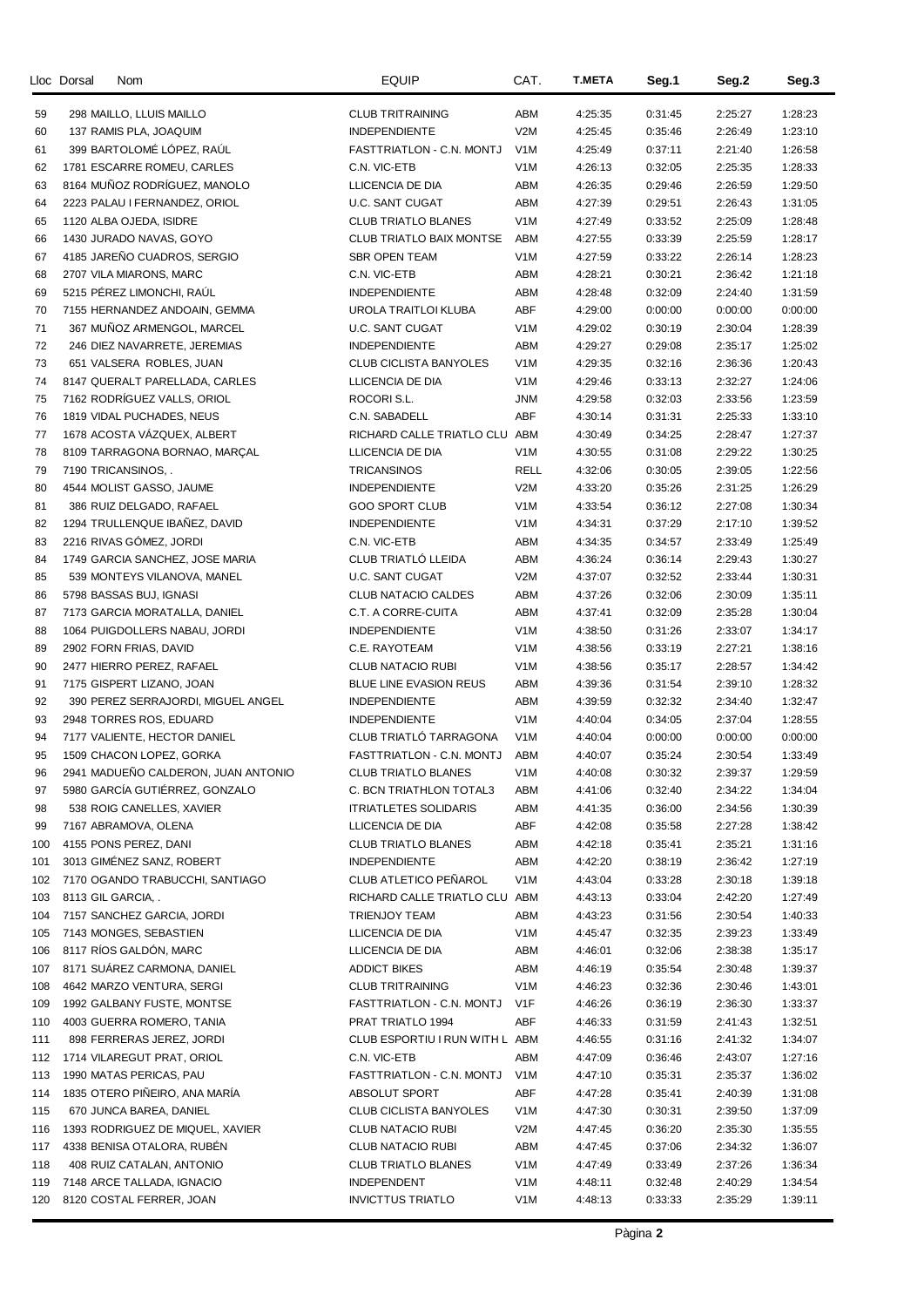| Lloc | Dorsal | Nom | EQUIP | CAT. | T.META | Seg.1 | Seg.2 | Seg.3 |
|---|---|---|---|---|---|---|---|---|
| 59 | 298 | MAILLO, LLUIS MAILLO | CLUB TRITRAINING | ABM | 4:25:35 | 0:31:45 | 2:25:27 | 1:28:23 |
| 60 | 137 | RAMIS PLA, JOAQUIM | INDEPENDIENTE | V2M | 4:25:45 | 0:35:46 | 2:26:49 | 1:23:10 |
| 61 | 399 | BARTOLOMÉ LÓPEZ, RAÚL | FASTTRIATLON - C.N. MONTJ | V1M | 4:25:49 | 0:37:11 | 2:21:40 | 1:26:58 |
| 62 | 1781 | ESCARRE ROMEU, CARLES | C.N. VIC-ETB | V1M | 4:26:13 | 0:32:05 | 2:25:35 | 1:28:33 |
| 63 | 8164 | MUÑOZ RODRÍGUEZ, MANOLO | LLICENCIA DE DIA | ABM | 4:26:35 | 0:29:46 | 2:26:59 | 1:29:50 |
| 64 | 2223 | PALAU I FERNANDEZ, ORIOL | U.C. SANT CUGAT | ABM | 4:27:39 | 0:29:51 | 2:26:43 | 1:31:05 |
| 65 | 1120 | ALBA OJEDA, ISIDRE | CLUB TRIATLO BLANES | V1M | 4:27:49 | 0:33:52 | 2:25:09 | 1:28:48 |
| 66 | 1430 | JURADO NAVAS, GOYO | CLUB TRIATLO BAIX MONTSE | ABM | 4:27:55 | 0:33:39 | 2:25:59 | 1:28:17 |
| 67 | 4185 | JAREÑO CUADROS, SERGIO | SBR OPEN TEAM | V1M | 4:27:59 | 0:33:22 | 2:26:14 | 1:28:23 |
| 68 | 2707 | VILA MIARONS, MARC | C.N. VIC-ETB | ABM | 4:28:21 | 0:30:21 | 2:36:42 | 1:21:18 |
| 69 | 5215 | PÉREZ LIMONCHI, RAÚL | INDEPENDIENTE | ABM | 4:28:48 | 0:32:09 | 2:24:40 | 1:31:59 |
| 70 | 7155 | HERNANDEZ ANDOAIN, GEMMA | UROLA TRAITLOI KLUBA | ABF | 4:29:00 | 0:00:00 | 0:00:00 | 0:00:00 |
| 71 | 367 | MUÑOZ ARMENGOL, MARCEL | U.C. SANT CUGAT | V1M | 4:29:02 | 0:30:19 | 2:30:04 | 1:28:39 |
| 72 | 246 | DIEZ NAVARRETE, JEREMIAS | INDEPENDIENTE | ABM | 4:29:27 | 0:29:08 | 2:35:17 | 1:25:02 |
| 73 | 651 | VALSERA ROBLES, JUAN | CLUB CICLISTA BANYOLES | V1M | 4:29:35 | 0:32:16 | 2:36:36 | 1:20:43 |
| 74 | 8147 | QUERALT PARELLADA, CARLES | LLICENCIA DE DIA | V1M | 4:29:46 | 0:33:13 | 2:32:27 | 1:24:06 |
| 75 | 7162 | RODRÍGUEZ VALLS, ORIOL | ROCORI S.L. | JNM | 4:29:58 | 0:32:03 | 2:33:56 | 1:23:59 |
| 76 | 1819 | VIDAL PUCHADES, NEUS | C.N. SABADELL | ABF | 4:30:14 | 0:31:31 | 2:25:33 | 1:33:10 |
| 77 | 1678 | ACOSTA VÁZQUEX, ALBERT | RICHARD CALLE TRIATLO CLU | ABM | 4:30:49 | 0:34:25 | 2:28:47 | 1:27:37 |
| 78 | 8109 | TARRAGONA BORNAO, MARÇAL | LLICENCIA DE DIA | V1M | 4:30:55 | 0:31:08 | 2:29:22 | 1:30:25 |
| 79 | 7190 | TRICANSINOS, . | TRICANSINOS | RELL | 4:32:06 | 0:30:05 | 2:39:05 | 1:22:56 |
| 80 | 4544 | MOLIST GASSO, JAUME | INDEPENDIENTE | V2M | 4:33:20 | 0:35:26 | 2:31:25 | 1:26:29 |
| 81 | 386 | RUIZ DELGADO, RAFAEL | GOO SPORT CLUB | V1M | 4:33:54 | 0:36:12 | 2:27:08 | 1:30:34 |
| 82 | 1294 | TRULLENQUE IBAÑEZ, DAVID | INDEPENDIENTE | V1M | 4:34:31 | 0:37:29 | 2:17:10 | 1:39:52 |
| 83 | 2216 | RIVAS GÓMEZ, JORDI | C.N. VIC-ETB | ABM | 4:34:35 | 0:34:57 | 2:33:49 | 1:25:49 |
| 84 | 1749 | GARCIA SANCHEZ, JOSE MARIA | CLUB TRIATLÓ LLEIDA | ABM | 4:36:24 | 0:36:14 | 2:29:43 | 1:30:27 |
| 85 | 539 | MONTEYS VILANOVA, MANEL | U.C. SANT CUGAT | V2M | 4:37:07 | 0:32:52 | 2:33:44 | 1:30:31 |
| 86 | 5798 | BASSAS BUJ, IGNASI | CLUB NATACIO CALDES | ABM | 4:37:26 | 0:32:06 | 2:30:09 | 1:35:11 |
| 87 | 7173 | GARCIA MORATALLA, DANIEL | C.T. A CORRE-CUITA | ABM | 4:37:41 | 0:32:09 | 2:35:28 | 1:30:04 |
| 88 | 1064 | PUIGDOLLERS NABAU, JORDI | INDEPENDIENTE | V1M | 4:38:50 | 0:31:26 | 2:33:07 | 1:34:17 |
| 89 | 2902 | FORN FRIAS, DAVID | C.E. RAYOTEAM | V1M | 4:38:56 | 0:33:19 | 2:27:21 | 1:38:16 |
| 90 | 2477 | HIERRO PEREZ, RAFAEL | CLUB NATACIO RUBI | V1M | 4:38:56 | 0:35:17 | 2:28:57 | 1:34:42 |
| 91 | 7175 | GISPERT LIZANO, JOAN | BLUE LINE EVASION REUS | ABM | 4:39:36 | 0:31:54 | 2:39:10 | 1:28:32 |
| 92 | 390 | PEREZ SERRAJORDI, MIGUEL ANGEL | INDEPENDIENTE | ABM | 4:39:59 | 0:32:32 | 2:34:40 | 1:32:47 |
| 93 | 2948 | TORRES ROS, EDUARD | INDEPENDIENTE | V1M | 4:40:04 | 0:34:05 | 2:37:04 | 1:28:55 |
| 94 | 7177 | VALIENTE, HECTOR DANIEL | CLUB TRIATLÓ TARRAGONA | V1M | 4:40:04 | 0:00:00 | 0:00:00 | 0:00:00 |
| 95 | 1509 | CHACON LOPEZ, GORKA | FASTTRIATLON - C.N. MONTJ | ABM | 4:40:07 | 0:35:24 | 2:30:54 | 1:33:49 |
| 96 | 2941 | MADUEÑO CALDERON, JUAN ANTONIO | CLUB TRIATLO BLANES | V1M | 4:40:08 | 0:30:32 | 2:39:37 | 1:29:59 |
| 97 | 5980 | GARCÍA GUTIÉRREZ, GONZALO | C. BCN TRIATHLON TOTAL3 | ABM | 4:41:06 | 0:32:40 | 2:34:22 | 1:34:04 |
| 98 | 538 | ROIG CANELLES, XAVIER | ITRIATLETES SOLIDARIS | ABM | 4:41:35 | 0:36:00 | 2:34:56 | 1:30:39 |
| 99 | 7167 | ABRAMOVA, OLENA | LLICENCIA DE DIA | ABF | 4:42:08 | 0:35:58 | 2:27:28 | 1:38:42 |
| 100 | 4155 | PONS PEREZ, DANI | CLUB TRIATLO BLANES | ABM | 4:42:18 | 0:35:41 | 2:35:21 | 1:31:16 |
| 101 | 3013 | GIMÉNEZ SANZ, ROBERT | INDEPENDIENTE | ABM | 4:42:20 | 0:38:19 | 2:36:42 | 1:27:19 |
| 102 | 7170 | OGANDO TRABUCCHI, SANTIAGO | CLUB ATLETICO PEÑAROL | V1M | 4:43:04 | 0:33:28 | 2:30:18 | 1:39:18 |
| 103 | 8113 | GIL GARCIA, . | RICHARD CALLE TRIATLO CLU | ABM | 4:43:13 | 0:33:04 | 2:42:20 | 1:27:49 |
| 104 | 7157 | SANCHEZ GARCIA, JORDI | TRIENJOY TEAM | ABM | 4:43:23 | 0:31:56 | 2:30:54 | 1:40:33 |
| 105 | 7143 | MONGES, SEBASTIEN | LLICENCIA DE DIA | V1M | 4:45:47 | 0:32:35 | 2:39:23 | 1:33:49 |
| 106 | 8117 | RÍOS GALDÓN, MARC | LLICENCIA DE DIA | ABM | 4:46:01 | 0:32:06 | 2:38:38 | 1:35:17 |
| 107 | 8171 | SUÁREZ CARMONA, DANIEL | ADDICT BIKES | ABM | 4:46:19 | 0:35:54 | 2:30:48 | 1:39:37 |
| 108 | 4642 | MARZO VENTURA, SERGI | CLUB TRITRAINING | V1M | 4:46:23 | 0:32:36 | 2:30:46 | 1:43:01 |
| 109 | 1992 | GALBANY FUSTE, MONTSE | FASTTRIATLON - C.N. MONTJ | V1F | 4:46:26 | 0:36:19 | 2:36:30 | 1:33:37 |
| 110 | 4003 | GUERRA ROMERO, TANIA | PRAT TRIATLO 1994 | ABF | 4:46:33 | 0:31:59 | 2:41:43 | 1:32:51 |
| 111 | 898 | FERRERAS JEREZ, JORDI | CLUB ESPORTIU I RUN WITH L | ABM | 4:46:55 | 0:31:16 | 2:41:32 | 1:34:07 |
| 112 | 1714 | VILAREGUT PRAT, ORIOL | C.N. VIC-ETB | ABM | 4:47:09 | 0:36:46 | 2:43:07 | 1:27:16 |
| 113 | 1990 | MATAS PERICAS, PAU | FASTTRIATLON - C.N. MONTJ | V1M | 4:47:10 | 0:35:31 | 2:35:37 | 1:36:02 |
| 114 | 1835 | OTERO PIÑEIRO, ANA MARÍA | ABSOLUT SPORT | ABF | 4:47:28 | 0:35:41 | 2:40:39 | 1:31:08 |
| 115 | 670 | JUNCA BAREA, DANIEL | CLUB CICLISTA BANYOLES | V1M | 4:47:30 | 0:30:31 | 2:39:50 | 1:37:09 |
| 116 | 1393 | RODRIGUEZ DE MIQUEL, XAVIER | CLUB NATACIO RUBI | V2M | 4:47:45 | 0:36:20 | 2:35:30 | 1:35:55 |
| 117 | 4338 | BENISA OTALORA, RUBÉN | CLUB NATACIO RUBI | ABM | 4:47:45 | 0:37:06 | 2:34:32 | 1:36:07 |
| 118 | 408 | RUIZ CATALAN, ANTONIO | CLUB TRIATLO BLANES | V1M | 4:47:49 | 0:33:49 | 2:37:26 | 1:36:34 |
| 119 | 7148 | ARCE TALLADA, IGNACIO | INDEPENDENT | V1M | 4:48:11 | 0:32:48 | 2:40:29 | 1:34:54 |
| 120 | 8120 | COSTAL FERRER, JOAN | INVICTTUS TRIATLO | V1M | 4:48:13 | 0:33:33 | 2:35:29 | 1:39:11 |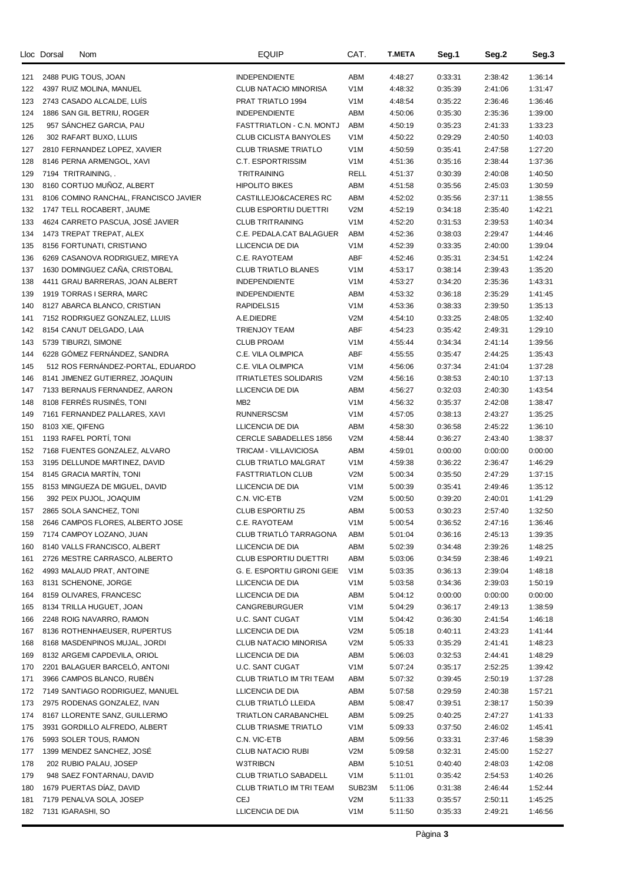| Lloc | Dorsal | Nom | EQUIP | CAT. | T.META | Seg.1 | Seg.2 | Seg.3 |
|---|---|---|---|---|---|---|---|---|
| 121 | 2488 | PUIG TOUS, JOAN | INDEPENDIENTE | ABM | 4:48:27 | 0:33:31 | 2:38:42 | 1:36:14 |
| 122 | 4397 | RUIZ MOLINA, MANUEL | CLUB NATACIO MINORISA | V1M | 4:48:32 | 0:35:39 | 2:41:06 | 1:31:47 |
| 123 | 2743 | CASADO ALCALDE, LUÍS | PRAT TRIATLO 1994 | V1M | 4:48:54 | 0:35:22 | 2:36:46 | 1:36:46 |
| 124 | 1886 | SAN GIL BETRIU, ROGER | INDEPENDIENTE | ABM | 4:50:06 | 0:35:30 | 2:35:36 | 1:39:00 |
| 125 | 957 | SÁNCHEZ GARCIA, PAU | FASTTRIATLON - C.N. MONTJ | ABM | 4:50:19 | 0:35:23 | 2:41:33 | 1:33:23 |
| 126 | 302 | RAFART BUXO, LLUIS | CLUB CICLISTA BANYOLES | V1M | 4:50:22 | 0:29:29 | 2:40:50 | 1:40:03 |
| 127 | 2810 | FERNANDEZ LOPEZ, XAVIER | CLUB TRIASME TRIATLO | V1M | 4:50:59 | 0:35:41 | 2:47:58 | 1:27:20 |
| 128 | 8146 | PERNA ARMENGOL, XAVI | C.T. ESPORTRISSIM | V1M | 4:51:36 | 0:35:16 | 2:38:44 | 1:37:36 |
| 129 | 7194 | TRITRAINING, . | TRITRAINING | RELL | 4:51:37 | 0:30:39 | 2:40:08 | 1:40:50 |
| 130 | 8160 | CORTIJO MUÑOZ, ALBERT | HIPOLITO BIKES | ABM | 4:51:58 | 0:35:56 | 2:45:03 | 1:30:59 |
| 131 | 8106 | COMINO RANCHAL, FRANCISCO JAVIER | CASTILLEJO&CACERES RC | ABM | 4:52:02 | 0:35:56 | 2:37:11 | 1:38:55 |
| 132 | 1747 | TELL ROCABERT, JAUME | CLUB ESPORTIU DUETTRI | V2M | 4:52:19 | 0:34:18 | 2:35:40 | 1:42:21 |
| 133 | 4624 | CARRETO PASCUA, JOSÉ JAVIER | CLUB TRITRAINING | V1M | 4:52:20 | 0:31:53 | 2:39:53 | 1:40:34 |
| 134 | 1473 | TREPAT TREPAT, ALEX | C.E. PEDALA.CAT BALAGUER | ABM | 4:52:36 | 0:38:03 | 2:29:47 | 1:44:46 |
| 135 | 8156 | FORTUNATI, CRISTIANO | LLICENCIA DE DIA | V1M | 4:52:39 | 0:33:35 | 2:40:00 | 1:39:04 |
| 136 | 6269 | CASANOVA RODRIGUEZ, MIREYA | C.E. RAYOTEAM | ABF | 4:52:46 | 0:35:31 | 2:34:51 | 1:42:24 |
| 137 | 1630 | DOMINGUEZ CAÑA, CRISTOBAL | CLUB TRIATLO BLANES | V1M | 4:53:17 | 0:38:14 | 2:39:43 | 1:35:20 |
| 138 | 4411 | GRAU BARRERAS, JOAN ALBERT | INDEPENDIENTE | V1M | 4:53:27 | 0:34:20 | 2:35:36 | 1:43:31 |
| 139 | 1919 | TORRAS I SERRA, MARC | INDEPENDIENTE | ABM | 4:53:32 | 0:36:18 | 2:35:29 | 1:41:45 |
| 140 | 8127 | ABARCA BLANCO, CRISTIAN | RAPIDELS15 | V1M | 4:53:36 | 0:38:33 | 2:39:50 | 1:35:13 |
| 141 | 7152 | RODRIGUEZ GONZALEZ, LLUIS | A.E.DIEDRE | V2M | 4:54:10 | 0:33:25 | 2:48:05 | 1:32:40 |
| 142 | 8154 | CANUT DELGADO, LAIA | TRIENJOY TEAM | ABF | 4:54:23 | 0:35:42 | 2:49:31 | 1:29:10 |
| 143 | 5739 | TIBURZI, SIMONE | CLUB PROAM | V1M | 4:55:44 | 0:34:34 | 2:41:14 | 1:39:56 |
| 144 | 6228 | GÓMEZ FERNÁNDEZ, SANDRA | C.E. VILA OLIMPICA | ABF | 4:55:55 | 0:35:47 | 2:44:25 | 1:35:43 |
| 145 | 512 | ROS FERNÁNDEZ-PORTAL, EDUARDO | C.E. VILA OLIMPICA | V1M | 4:56:06 | 0:37:34 | 2:41:04 | 1:37:28 |
| 146 | 8141 | JIMENEZ GUTIERREZ, JOAQUIN | ITRIATLETES SOLIDARIS | V2M | 4:56:16 | 0:38:53 | 2:40:10 | 1:37:13 |
| 147 | 7133 | BERNAUS FERNANDEZ, AARON | LLICENCIA DE DIA | ABM | 4:56:27 | 0:32:03 | 2:40:30 | 1:43:54 |
| 148 | 8108 | FERRÉS RUSINÉS, TONI | MB2 | V1M | 4:56:32 | 0:35:37 | 2:42:08 | 1:38:47 |
| 149 | 7161 | FERNANDEZ PALLARES, XAVI | RUNNERSCSM | V1M | 4:57:05 | 0:38:13 | 2:43:27 | 1:35:25 |
| 150 | 8103 | XIE, QIFENG | LLICENCIA DE DIA | ABM | 4:58:30 | 0:36:58 | 2:45:22 | 1:36:10 |
| 151 | 1193 | RAFEL PORTÍ, TONI | CERCLE SABADELLES 1856 | V2M | 4:58:44 | 0:36:27 | 2:43:40 | 1:38:37 |
| 152 | 7168 | FUENTES GONZALEZ, ALVARO | TRICAM - VILLAVICIOSA | ABM | 4:59:01 | 0:00:00 | 0:00:00 | 0:00:00 |
| 153 | 3195 | DELLUNDE MARTINEZ, DAVID | CLUB TRIATLO MALGRAT | V1M | 4:59:38 | 0:36:22 | 2:36:47 | 1:46:29 |
| 154 | 8145 | GRACIA MARTÍN, TONI | FASTTRIATLON CLUB | V2M | 5:00:34 | 0:35:50 | 2:47:29 | 1:37:15 |
| 155 | 8153 | MINGUEZA DE MIGUEL, DAVID | LLICENCIA DE DIA | V1M | 5:00:39 | 0:35:41 | 2:49:46 | 1:35:12 |
| 156 | 392 | PEIX PUJOL, JOAQUIM | C.N. VIC-ETB | V2M | 5:00:50 | 0:39:20 | 2:40:01 | 1:41:29 |
| 157 | 2865 | SOLA SANCHEZ, TONI | CLUB ESPORTIU Z5 | ABM | 5:00:53 | 0:30:23 | 2:57:40 | 1:32:50 |
| 158 | 2646 | CAMPOS FLORES, ALBERTO JOSE | C.E. RAYOTEAM | V1M | 5:00:54 | 0:36:52 | 2:47:16 | 1:36:46 |
| 159 | 7174 | CAMPOY LOZANO, JUAN | CLUB TRIATLÓ TARRAGONA | ABM | 5:01:04 | 0:36:16 | 2:45:13 | 1:39:35 |
| 160 | 8140 | VALLS FRANCISCO, ALBERT | LLICENCIA DE DIA | ABM | 5:02:39 | 0:34:48 | 2:39:26 | 1:48:25 |
| 161 | 2726 | MESTRE CARRASCO, ALBERTO | CLUB ESPORTIU DUETTRI | ABM | 5:03:06 | 0:34:59 | 2:38:46 | 1:49:21 |
| 162 | 4993 | MALAUD PRAT, ANTOINE | G. E. ESPORTIU GIRONI GEIE | V1M | 5:03:35 | 0:36:13 | 2:39:04 | 1:48:18 |
| 163 | 8131 | SCHENONE, JORGE | LLICENCIA DE DIA | V1M | 5:03:58 | 0:34:36 | 2:39:03 | 1:50:19 |
| 164 | 8159 | OLIVARES, FRANCESC | LLICENCIA DE DIA | ABM | 5:04:12 | 0:00:00 | 0:00:00 | 0:00:00 |
| 165 | 8134 | TRILLA HUGUET, JOAN | CANGREBURGUER | V1M | 5:04:29 | 0:36:17 | 2:49:13 | 1:38:59 |
| 166 | 2248 | ROIG NAVARRO, RAMON | U.C. SANT CUGAT | V1M | 5:04:42 | 0:36:30 | 2:41:54 | 1:46:18 |
| 167 | 8136 | ROTHENHAEUSER, RUPERTUS | LLICENCIA DE DIA | V2M | 5:05:18 | 0:40:11 | 2:43:23 | 1:41:44 |
| 168 | 8168 | MASDENPINOS MUJAL, JORDI | CLUB NATACIO MINORISA | V2M | 5:05:33 | 0:35:29 | 2:41:41 | 1:48:23 |
| 169 | 8132 | ARGEMI CAPDEVILA, ORIOL | LLICENCIA DE DIA | ABM | 5:06:03 | 0:32:53 | 2:44:41 | 1:48:29 |
| 170 | 2201 | BALAGUER BARCELÓ, ANTONI | U.C. SANT CUGAT | V1M | 5:07:24 | 0:35:17 | 2:52:25 | 1:39:42 |
| 171 | 3966 | CAMPOS BLANCO, RUBÉN | CLUB TRIATLO IM TRI TEAM | ABM | 5:07:32 | 0:39:45 | 2:50:19 | 1:37:28 |
| 172 | 7149 | SANTIAGO RODRIGUEZ, MANUEL | LLICENCIA DE DIA | ABM | 5:07:58 | 0:29:59 | 2:40:38 | 1:57:21 |
| 173 | 2975 | RODENAS GONZALEZ, IVAN | CLUB TRIATLÓ LLEIDA | ABM | 5:08:47 | 0:39:51 | 2:38:17 | 1:50:39 |
| 174 | 8167 | LLORENTE SANZ, GUILLERMO | TRIATLON CARABANCHEL | ABM | 5:09:25 | 0:40:25 | 2:47:27 | 1:41:33 |
| 175 | 3931 | GORDILLO ALFREDO, ALBERT | CLUB TRIASME TRIATLO | V1M | 5:09:33 | 0:37:50 | 2:46:02 | 1:45:41 |
| 176 | 5993 | SOLER TOUS, RAMON | C.N. VIC-ETB | ABM | 5:09:56 | 0:33:31 | 2:37:46 | 1:58:39 |
| 177 | 1399 | MENDEZ SANCHEZ, JOSÉ | CLUB NATACIO RUBI | V2M | 5:09:58 | 0:32:31 | 2:45:00 | 1:52:27 |
| 178 | 202 | RUBIO PALAU, JOSEP | W3TRIBCN | ABM | 5:10:51 | 0:40:40 | 2:48:03 | 1:42:08 |
| 179 | 948 | SAEZ FONTARNAU, DAVID | CLUB TRIATLO SABADELL | V1M | 5:11:01 | 0:35:42 | 2:54:53 | 1:40:26 |
| 180 | 1679 | PUERTAS DÍAZ, DAVID | CLUB TRIATLO IM TRI TEAM | SUB23M | 5:11:06 | 0:31:38 | 2:46:44 | 1:52:44 |
| 181 | 7179 | PENALVA SOLA, JOSEP | CEJ | V2M | 5:11:33 | 0:35:57 | 2:50:11 | 1:45:25 |
| 182 | 7131 | IGARASHI, SO | LLICENCIA DE DIA | V1M | 5:11:50 | 0:35:33 | 2:49:21 | 1:46:56 |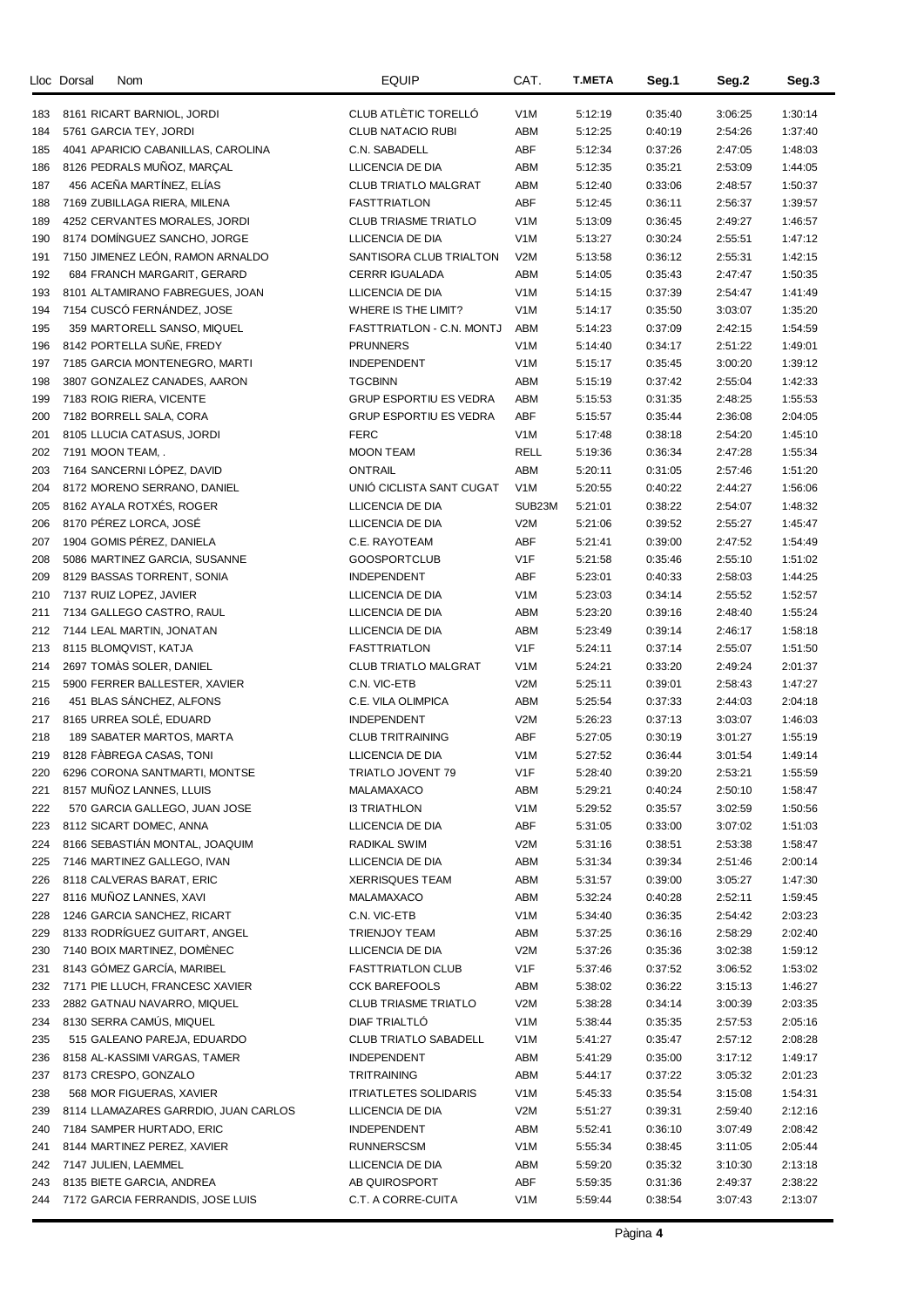| Lloc | Dorsal | Nom | EQUIP | CAT. | T.META | Seg.1 | Seg.2 | Seg.3 |
|---|---|---|---|---|---|---|---|---|
| 183 | 8161 | RICART BARNIOL, JORDI | CLUB ATLÈTIC TORELLÓ | V1M | 5:12:19 | 0:35:40 | 3:06:25 | 1:30:14 |
| 184 | 5761 | GARCIA TEY, JORDI | CLUB NATACIO RUBI | ABM | 5:12:25 | 0:40:19 | 2:54:26 | 1:37:40 |
| 185 | 4041 | APARICIO CABANILLAS, CAROLINA | C.N. SABADELL | ABF | 5:12:34 | 0:37:26 | 2:47:05 | 1:48:03 |
| 186 | 8126 | PEDRALS MUÑOZ, MARÇAL | LLICENCIA DE DIA | ABM | 5:12:35 | 0:35:21 | 2:53:09 | 1:44:05 |
| 187 | 456 | ACEÑA MARTÍNEZ, ELÍAS | CLUB TRIATLO MALGRAT | ABM | 5:12:40 | 0:33:06 | 2:48:57 | 1:50:37 |
| 188 | 7169 | ZUBILLAGA RIERA, MILENA | FASTTRIATLON | ABF | 5:12:45 | 0:36:11 | 2:56:37 | 1:39:57 |
| 189 | 4252 | CERVANTES MORALES, JORDI | CLUB TRIASME TRIATLO | V1M | 5:13:09 | 0:36:45 | 2:49:27 | 1:46:57 |
| 190 | 8174 | DOMÍNGUEZ SANCHO, JORGE | LLICENCIA DE DIA | V1M | 5:13:27 | 0:30:24 | 2:55:51 | 1:47:12 |
| 191 | 7150 | JIMENEZ LEÓN, RAMON ARNALDO | SANTISORA CLUB TRIALTON | V2M | 5:13:58 | 0:36:12 | 2:55:31 | 1:42:15 |
| 192 | 684 | FRANCH MARGARIT, GERARD | CERRR IGUALADA | ABM | 5:14:05 | 0:35:43 | 2:47:47 | 1:50:35 |
| 193 | 8101 | ALTAMIRANO FABREGUES, JOAN | LLICENCIA DE DIA | V1M | 5:14:15 | 0:37:39 | 2:54:47 | 1:41:49 |
| 194 | 7154 | CUSCÓ FERNÁNDEZ, JOSE | WHERE IS THE LIMIT? | V1M | 5:14:17 | 0:35:50 | 3:03:07 | 1:35:20 |
| 195 | 359 | MARTORELL SANSO, MIQUEL | FASTTRIATLON - C.N. MONTJ | ABM | 5:14:23 | 0:37:09 | 2:42:15 | 1:54:59 |
| 196 | 8142 | PORTELLA SUÑE, FREDY | PRUNNERS | V1M | 5:14:40 | 0:34:17 | 2:51:22 | 1:49:01 |
| 197 | 7185 | GARCIA MONTENEGRO, MARTI | INDEPENDENT | V1M | 5:15:17 | 0:35:45 | 3:00:20 | 1:39:12 |
| 198 | 3807 | GONZALEZ CANADES, AARON | TGCBINN | ABM | 5:15:19 | 0:37:42 | 2:55:04 | 1:42:33 |
| 199 | 7183 | ROIG RIERA, VICENTE | GRUP ESPORTIU ES VEDRA | ABM | 5:15:53 | 0:31:35 | 2:48:25 | 1:55:53 |
| 200 | 7182 | BORRELL SALA, CORA | GRUP ESPORTIU ES VEDRA | ABF | 5:15:57 | 0:35:44 | 2:36:08 | 2:04:05 |
| 201 | 8105 | LLUCIA CATASUS, JORDI | FERC | V1M | 5:17:48 | 0:38:18 | 2:54:20 | 1:45:10 |
| 202 | 7191 | MOON TEAM, . | MOON TEAM | RELL | 5:19:36 | 0:36:34 | 2:47:28 | 1:55:34 |
| 203 | 7164 | SANCERNI LÓPEZ, DAVID | ONTRAIL | ABM | 5:20:11 | 0:31:05 | 2:57:46 | 1:51:20 |
| 204 | 8172 | MORENO SERRANO, DANIEL | UNIÓ CICLISTA SANT CUGAT | V1M | 5:20:55 | 0:40:22 | 2:44:27 | 1:56:06 |
| 205 | 8162 | AYALA ROTXÉS, ROGER | LLICENCIA DE DIA | SUB23M | 5:21:01 | 0:38:22 | 2:54:07 | 1:48:32 |
| 206 | 8170 | PÉREZ LORCA, JOSÉ | LLICENCIA DE DIA | V2M | 5:21:06 | 0:39:52 | 2:55:27 | 1:45:47 |
| 207 | 1904 | GOMIS PÉREZ, DANIELA | C.E. RAYOTEAM | ABF | 5:21:41 | 0:39:00 | 2:47:52 | 1:54:49 |
| 208 | 5086 | MARTINEZ GARCIA, SUSANNE | GOOSPORTCLUB | V1F | 5:21:58 | 0:35:46 | 2:55:10 | 1:51:02 |
| 209 | 8129 | BASSAS TORRENT, SONIA | INDEPENDENT | ABF | 5:23:01 | 0:40:33 | 2:58:03 | 1:44:25 |
| 210 | 7137 | RUIZ LOPEZ, JAVIER | LLICENCIA DE DIA | V1M | 5:23:03 | 0:34:14 | 2:55:52 | 1:52:57 |
| 211 | 7134 | GALLEGO CASTRO, RAUL | LLICENCIA DE DIA | ABM | 5:23:20 | 0:39:16 | 2:48:40 | 1:55:24 |
| 212 | 7144 | LEAL MARTIN, JONATAN | LLICENCIA DE DIA | ABM | 5:23:49 | 0:39:14 | 2:46:17 | 1:58:18 |
| 213 | 8115 | BLOMQVIST, KATJA | FASTTRIATLON | V1F | 5:24:11 | 0:37:14 | 2:55:07 | 1:51:50 |
| 214 | 2697 | TOMÀS SOLER, DANIEL | CLUB TRIATLO MALGRAT | V1M | 5:24:21 | 0:33:20 | 2:49:24 | 2:01:37 |
| 215 | 5900 | FERRER BALLESTER, XAVIER | C.N. VIC-ETB | V2M | 5:25:11 | 0:39:01 | 2:58:43 | 1:47:27 |
| 216 | 451 | BLAS SÁNCHEZ, ALFONS | C.E. VILA OLIMPICA | ABM | 5:25:54 | 0:37:33 | 2:44:03 | 2:04:18 |
| 217 | 8165 | URREA SOLÉ, EDUARD | INDEPENDENT | V2M | 5:26:23 | 0:37:13 | 3:03:07 | 1:46:03 |
| 218 | 189 | SABATER MARTOS, MARTA | CLUB TRITRAINING | ABF | 5:27:05 | 0:30:19 | 3:01:27 | 1:55:19 |
| 219 | 8128 | FÀBREGA CASAS, TONI | LLICENCIA DE DIA | V1M | 5:27:52 | 0:36:44 | 3:01:54 | 1:49:14 |
| 220 | 6296 | CORONA SANTMARTI, MONTSE | TRIATLO JOVENT 79 | V1F | 5:28:40 | 0:39:20 | 2:53:21 | 1:55:59 |
| 221 | 8157 | MUÑOZ LANNES, LLUIS | MALAMAXACO | ABM | 5:29:21 | 0:40:24 | 2:50:10 | 1:58:47 |
| 222 | 570 | GARCIA GALLEGO, JUAN JOSE | I3 TRIATHLON | V1M | 5:29:52 | 0:35:57 | 3:02:59 | 1:50:56 |
| 223 | 8112 | SICART DOMEC, ANNA | LLICENCIA DE DIA | ABF | 5:31:05 | 0:33:00 | 3:07:02 | 1:51:03 |
| 224 | 8166 | SEBASTIÁN MONTAL, JOAQUIM | RADIKAL SWIM | V2M | 5:31:16 | 0:38:51 | 2:53:38 | 1:58:47 |
| 225 | 7146 | MARTINEZ GALLEGO, IVAN | LLICENCIA DE DIA | ABM | 5:31:34 | 0:39:34 | 2:51:46 | 2:00:14 |
| 226 | 8118 | CALVERAS BARAT, ERIC | XERRISQUES TEAM | ABM | 5:31:57 | 0:39:00 | 3:05:27 | 1:47:30 |
| 227 | 8116 | MUÑOZ LANNES, XAVI | MALAMAXACO | ABM | 5:32:24 | 0:40:28 | 2:52:11 | 1:59:45 |
| 228 | 1246 | GARCIA SANCHEZ, RICART | C.N. VIC-ETB | V1M | 5:34:40 | 0:36:35 | 2:54:42 | 2:03:23 |
| 229 | 8133 | RODRÍGUEZ GUITART, ANGEL | TRIENJOY TEAM | ABM | 5:37:25 | 0:36:16 | 2:58:29 | 2:02:40 |
| 230 | 7140 | BOIX MARTINEZ, DOMÈNEC | LLICENCIA DE DIA | V2M | 5:37:26 | 0:35:36 | 3:02:38 | 1:59:12 |
| 231 | 8143 | GÓMEZ GARCÍA, MARIBEL | FASTTRIATLON CLUB | V1F | 5:37:46 | 0:37:52 | 3:06:52 | 1:53:02 |
| 232 | 7171 | PIE LLUCH, FRANCESC XAVIER | CCK BAREFOOLS | ABM | 5:38:02 | 0:36:22 | 3:15:13 | 1:46:27 |
| 233 | 2882 | GATNAU NAVARRO, MIQUEL | CLUB TRIASME TRIATLO | V2M | 5:38:28 | 0:34:14 | 3:00:39 | 2:03:35 |
| 234 | 8130 | SERRA CAMÚS, MIQUEL | DIAF TRIALTLÓ | V1M | 5:38:44 | 0:35:35 | 2:57:53 | 2:05:16 |
| 235 | 515 | GALEANO PAREJA, EDUARDO | CLUB TRIATLO SABADELL | V1M | 5:41:27 | 0:35:47 | 2:57:12 | 2:08:28 |
| 236 | 8158 | AL-KASSIMI VARGAS, TAMER | INDEPENDENT | ABM | 5:41:29 | 0:35:00 | 3:17:12 | 1:49:17 |
| 237 | 8173 | CRESPO, GONZALO | TRITRAINING | ABM | 5:44:17 | 0:37:22 | 3:05:32 | 2:01:23 |
| 238 | 568 | MOR FIGUERAS, XAVIER | ITRIATLETES SOLIDARIS | V1M | 5:45:33 | 0:35:54 | 3:15:08 | 1:54:31 |
| 239 | 8114 | LLAMAZARES GARRDIO, JUAN CARLOS | LLICENCIA DE DIA | V2M | 5:51:27 | 0:39:31 | 2:59:40 | 2:12:16 |
| 240 | 7184 | SAMPER HURTADO, ERIC | INDEPENDENT | ABM | 5:52:41 | 0:36:10 | 3:07:49 | 2:08:42 |
| 241 | 8144 | MARTINEZ PEREZ, XAVIER | RUNNERSCSM | V1M | 5:55:34 | 0:38:45 | 3:11:05 | 2:05:44 |
| 242 | 7147 | JULIEN, LAEMMEL | LLICENCIA DE DIA | ABM | 5:59:20 | 0:35:32 | 3:10:30 | 2:13:18 |
| 243 | 8135 | BIETE GARCIA, ANDREA | AB QUIROSPORT | ABF | 5:59:35 | 0:31:36 | 2:49:37 | 2:38:22 |
| 244 | 7172 | GARCIA FERRANDIS, JOSE LUIS | C.T. A CORRE-CUITA | V1M | 5:59:44 | 0:38:54 | 3:07:43 | 2:13:07 |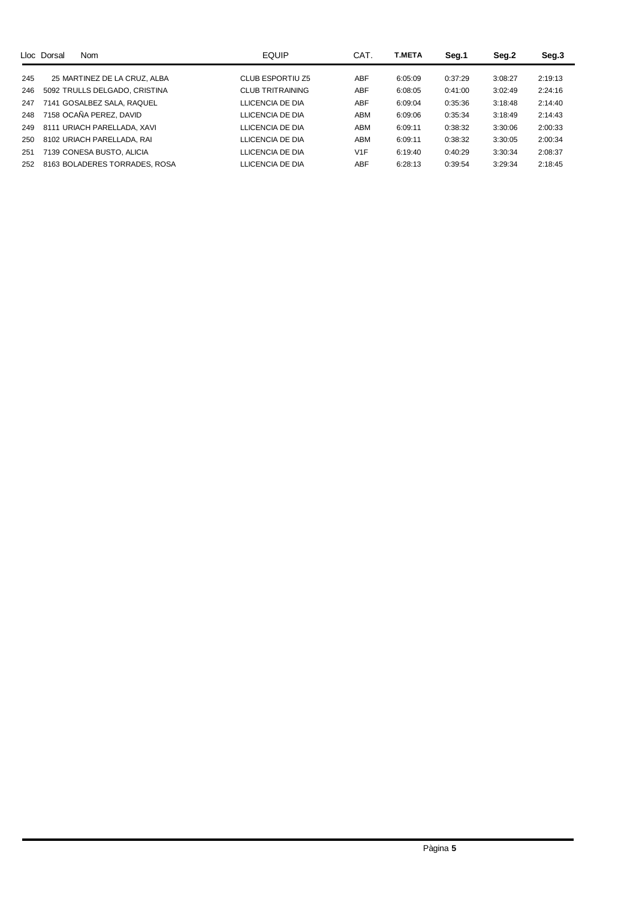| Lloc | Dorsal | Nom | EQUIP | CAT. | T.META | Seg.1 | Seg.2 | Seg.3 |
|---|---|---|---|---|---|---|---|---|
| 245 | 25 | MARTINEZ DE LA CRUZ, ALBA | CLUB ESPORTIU Z5 | ABF | 6:05:09 | 0:37:29 | 3:08:27 | 2:19:13 |
| 246 | 5092 | TRULLS DELGADO, CRISTINA | CLUB TRITRAINING | ABF | 6:08:05 | 0:41:00 | 3:02:49 | 2:24:16 |
| 247 | 7141 | GOSALBEZ SALA, RAQUEL | LLICENCIA DE DIA | ABF | 6:09:04 | 0:35:36 | 3:18:48 | 2:14:40 |
| 248 | 7158 | OCAÑA PEREZ, DAVID | LLICENCIA DE DIA | ABM | 6:09:06 | 0:35:34 | 3:18:49 | 2:14:43 |
| 249 | 8111 | URIACH PARELLADA, XAVI | LLICENCIA DE DIA | ABM | 6:09:11 | 0:38:32 | 3:30:06 | 2:00:33 |
| 250 | 8102 | URIACH PARELLADA, RAI | LLICENCIA DE DIA | ABM | 6:09:11 | 0:38:32 | 3:30:05 | 2:00:34 |
| 251 | 7139 | CONESA BUSTO, ALICIA | LLICENCIA DE DIA | V1F | 6:19:40 | 0:40:29 | 3:30:34 | 2:08:37 |
| 252 | 8163 | BOLADERES TORRADES, ROSA | LLICENCIA DE DIA | ABF | 6:28:13 | 0:39:54 | 3:29:34 | 2:18:45 |